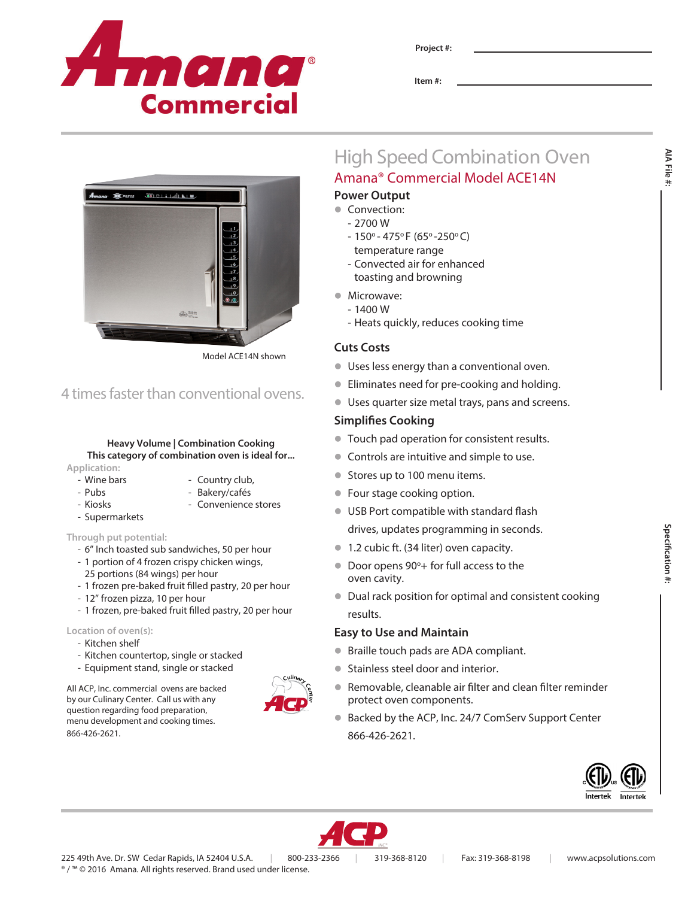Project #:

Item #:

# High Speed Combination Oven

## Amana® Commercial Model ACE14N

Model ACE14N shown

4 times faster than conventional ovens.

**Heavy Volume | Combination Cooking**
**This category of combination oven is ideal for...**

**Application:**
- Wine bars
- Pubs
- Kiosks
- Supermarkets
- Country club,
- Bakery/cafés
- Convenience stores

**Through put potential:**
- 6" Inch toasted sub sandwiches, 50 per hour
- 1 portion of 4 frozen crispy chicken wings, 25 portions (84 wings) per hour
- 1 frozen pre-baked fruit filled pastry, 20 per hour
- 12" frozen pizza, 10 per hour
- 1 frozen, pre-baked fruit filled pastry, 20 per hour

**Location of oven(s):**
- Kitchen shelf
- Kitchen countertop, single or stacked
- Equipment stand, single or stacked

All ACP, Inc. commercial ovens are backed by our Culinary Center. Call us with any question regarding food preparation, menu development and cooking times. 866-426-2621.

### Power Output

- Convection:
  - 2700 W
  - 150° - 475° F (65°-250° C) temperature range
  - Convected air for enhanced toasting and browning
- Microwave:
  - 1400 W
  - Heats quickly, reduces cooking time

### Cuts Costs

- Uses less energy than a conventional oven.
- Eliminates need for pre-cooking and holding.
- Uses quarter size metal trays, pans and screens.

### Simplifies Cooking

- Touch pad operation for consistent results.
- Controls are intuitive and simple to use.
- Stores up to 100 menu items.
- Four stage cooking option.
- USB Port compatible with standard flash drives, updates programming in seconds.
- 1.2 cubic ft. (34 liter) oven capacity.
- Door opens 90°+ for full access to the oven cavity.
- Dual rack position for optimal and consistent cooking results.

### Easy to Use and Maintain

- Braille touch pads are ADA compliant.
- Stainless steel door and interior.
- Removable, cleanable air filter and clean filter reminder protect oven components.
- Backed by the ACP, Inc. 24/7 ComServ Support Center 866-426-2621.

AIA File #:

Specification #:

Intertek Intertek

225 49th Ave. Dr. SW Cedar Rapids, IA 52404 U.S.A. | 800-233-2366 | 319-368-8120 | Fax: 319-368-8198 | www.acpsolutions.com

® / ™ © 2016 Amana. All rights reserved. Brand used under license.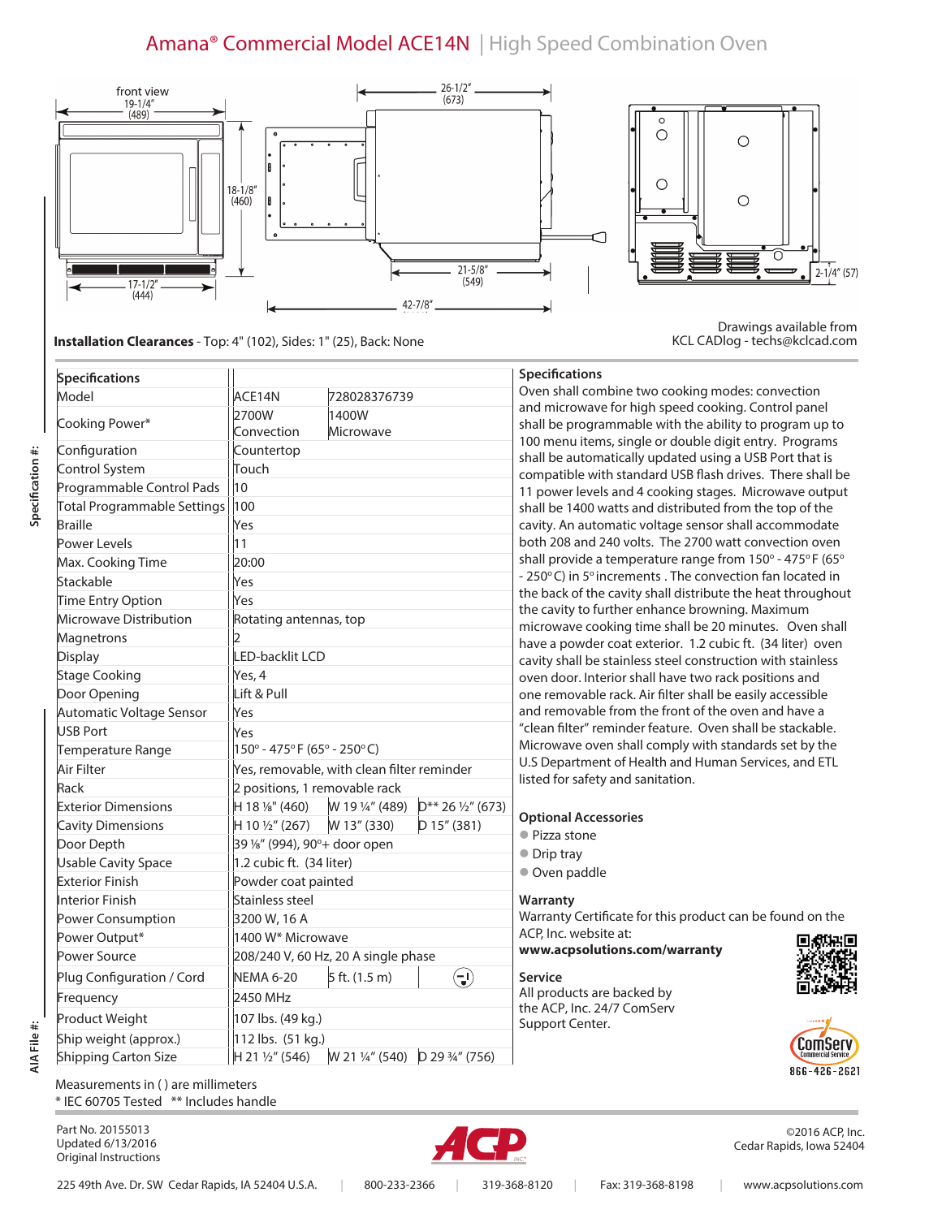# Amana® Commercial Model ACE14N | High Speed Combination Oven

front view
19-1/4"
(489)
18-1/8"
(460)
17-1/2"
(444)
26-1/2"
(673)
21-5/8"
(549)
42-7/8"
2-1/4" (57)

**Installation Clearances** - Top: 4" (102), Sides: 1" (25), Back: None

Drawings available from
KCL CADlog - techs@kclcad.com

Specification #:

AIA File #:

| Specifications | | | |
|---|---|---|---|
| Model | ACE14N | 728028376739 | |
| Cooking Power* | 2700W Convection | 1400W Microwave | |
| Configuration | Countertop | | |
| Control System | Touch | | |
| Programmable Control Pads | 10 | | |
| Total Programmable Settings | 100 | | |
| Braille | Yes | | |
| Power Levels | 11 | | |
| Max. Cooking Time | 20:00 | | |
| Stackable | Yes | | |
| Time Entry Option | Yes | | |
| Microwave Distribution | Rotating antennas, top | | |
| Magnetrons | 2 | | |
| Display | LED-backlit LCD | | |
| Stage Cooking | Yes, 4 | | |
| Door Opening | Lift & Pull | | |
| Automatic Voltage Sensor | Yes | | |
| USB Port | Yes | | |
| Temperature Range | 150° - 475° F (65° - 250° C) | | |
| Air Filter | Yes, removable, with clean filter reminder | | |
| Rack | 2 positions, 1 removable rack | | |
| Exterior Dimensions | H 18 ⅛" (460) | W 19 ¼" (489) | D** 26 ½" (673) |
| Cavity Dimensions | H 10 ½" (267) | W 13" (330) | D 15" (381) |
| Door Depth | 39 ⅛" (994), 90°+ door open | | |
| Usable Cavity Space | 1.2 cubic ft. (34 liter) | | |
| Exterior Finish | Powder coat painted | | |
| Interior Finish | Stainless steel | | |
| Power Consumption | 3200 W, 16 A | | |
| Power Output* | 1400 W* Microwave | | |
| Power Source | 208/240 V, 60 Hz, 20 A single phase | | |
| Plug Configuration / Cord | NEMA 6-20 | 5 ft. (1.5 m) | |
| Frequency | 2450 MHz | | |
| Product Weight | 107 lbs. (49 kg.) | | |
| Ship weight (approx.) | 112 lbs. (51 kg.) | | |
| Shipping Carton Size | H 21 ½" (546) | W 21 ¼" (540) | D 29 ¾" (756) |

Measurements in ( ) are millimeters
* IEC 60705 Tested ** Includes handle

## Specifications

Oven shall combine two cooking modes: convection and microwave for high speed cooking. Control panel shall be programmable with the ability to program up to 100 menu items, single or double digit entry. Programs shall be automatically updated using a USB Port that is compatible with standard USB flash drives. There shall be 11 power levels and 4 cooking stages. Microwave output shall be 1400 watts and distributed from the top of the cavity. An automatic voltage sensor shall accommodate both 208 and 240 volts. The 2700 watt convection oven shall provide a temperature range from 150° - 475° F (65° - 250° C) in 5° increments . The convection fan located in the back of the cavity shall distribute the heat throughout the cavity to further enhance browning. Maximum microwave cooking time shall be 20 minutes. Oven shall have a powder coat exterior. 1.2 cubic ft. (34 liter) oven cavity shall be stainless steel construction with stainless oven door. Interior shall have two rack positions and one removable rack. Air filter shall be easily accessible and removable from the front of the oven and have a "clean filter" reminder feature. Oven shall be stackable. Microwave oven shall comply with standards set by the U.S Department of Health and Human Services, and ETL listed for safety and sanitation.

## Optional Accessories

- Pizza stone
- Drip tray
- Oven paddle

## Warranty

Warranty Certificate for this product can be found on the ACP, Inc. website at:
**www.acpsolutions.com/warranty**

## Service

All products are backed by the ACP, Inc. 24/7 ComServ Support Center.

ComServ Commercial Service
866-426-2621

Part No. 20155013
Updated 6/13/2016
Original Instructions

ACP INC.

©2016 ACP, Inc.
Cedar Rapids, Iowa 52404

225 49th Ave. Dr. SW Cedar Rapids, IA 52404 U.S.A. | 800-233-2366 | 319-368-8120 | Fax: 319-368-8198 | www.acpsolutions.com